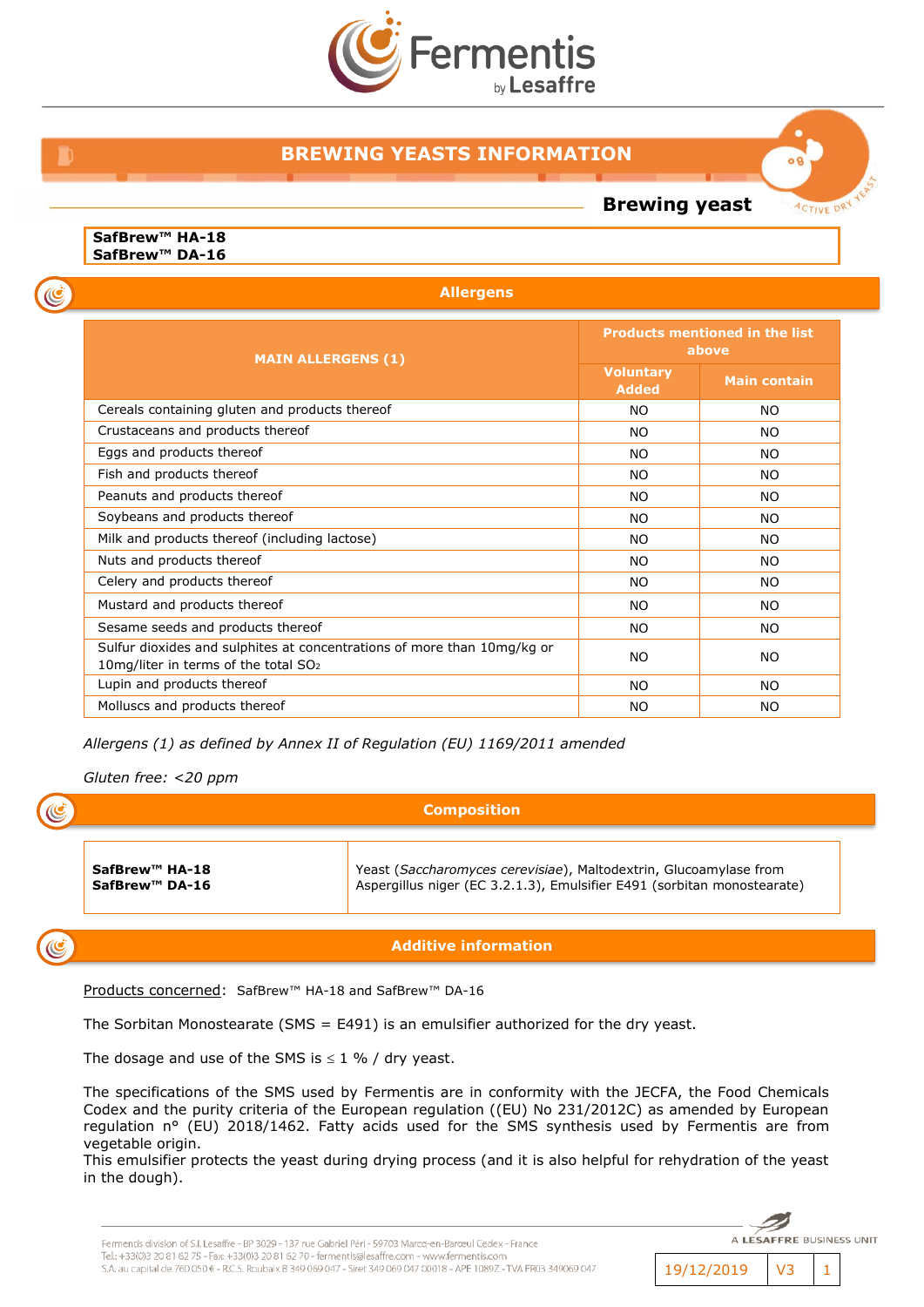# BREWING YEASTS INFORMATION

**Brewing yeast**

**SafBrew™ HA-18**
**SafBrew™ DA-16**

## Allergens

| MAIN ALLERGENS (1) | Products mentioned in the list above | |
|---|---|---|
| | Voluntary Added | Main contain |
| Cereals containing gluten and products thereof | NO | NO |
| Crustaceans and products thereof | NO | NO |
| Eggs and products thereof | NO | NO |
| Fish and products thereof | NO | NO |
| Peanuts and products thereof | NO | NO |
| Soybeans and products thereof | NO | NO |
| Milk and products thereof (including lactose) | NO | NO |
| Nuts and products thereof | NO | NO |
| Celery and products thereof | NO | NO |
| Mustard and products thereof | NO | NO |
| Sesame seeds and products thereof | NO | NO |
| Sulfur dioxides and sulphites at concentrations of more than 10mg/kg or 10mg/liter in terms of the total $SO_2$ | NO | NO |
| Lupin and products thereof | NO | NO |
| Molluscs and products thereof | NO | NO |

*Allergens (1) as defined by Annex II of Regulation (EU) 1169/2011 amended*

*Gluten free: <20 ppm*

## Composition

| | |
|---|---|
| **SafBrew™ HA-18**<br>**SafBrew™ DA-16** | Yeast (*Saccharomyces cerevisiae*), Maltodextrin, Glucoamylase from Aspergillus niger (EC 3.2.1.3), Emulsifier E491 (sorbitan monostearate) |

## Additive information

Products concerned: SafBrew™ HA-18 and SafBrew™ DA-16

The Sorbitan Monostearate (SMS = E491) is an emulsifier authorized for the dry yeast.

The dosage and use of the SMS is ≤ 1 % / dry yeast.

The specifications of the SMS used by Fermentis are in conformity with the JECFA, the Food Chemicals Codex and the purity criteria of the European regulation ((EU) No 231/2012C) as amended by European regulation n° (EU) 2018/1462. Fatty acids used for the SMS synthesis used by Fermentis are from vegetable origin.
This emulsifier protects the yeast during drying process (and it is also helpful for rehydration of the yeast in the dough).

Fermentis division of S.I. Lesaffre - BP 3029 - 137 rue Gabriel Péri - 59703 Marcq-en-Barœul Cedex - France
Tel.: +33(0)3 20 81 62 75 - Fax: +33(0)3 20 81 62 70 - fermentis@lesaffre.com - www.fermentis.com
S.A. au capital de 760 050 € - R.C.S. Roubaix B 349 069 047 - Siret 349 069 047 00018 - APE 1089Z - TVA FR03 349069 047

19/12/2019 | V3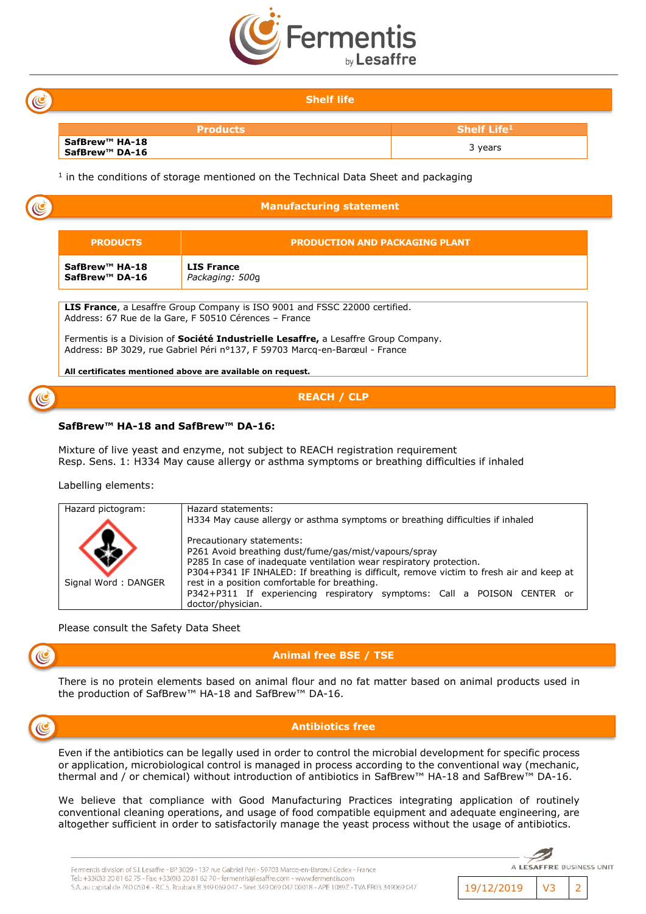## Shelf life

| Products | Shelf Life[1] |
|---|---|
| **SafBrew™ HA-18**<br>**SafBrew™ DA-16** | 3 years |

[1] in the conditions of storage mentioned on the Technical Data Sheet and packaging

## Manufacturing statement

| PRODUCTS | PRODUCTION AND PACKAGING PLANT |
|---|---|
| **SafBrew™ HA-18**<br>**SafBrew™ DA-16** | **LIS France**<br>*Packaging: 500g* |

**LIS France**, a Lesaffre Group Company is ISO 9001 and FSSC 22000 certified.
Address: 67 Rue de la Gare, F 50510 Cérences – France

Fermentis is a Division of **Société Industrielle Lesaffre,** a Lesaffre Group Company.
Address: BP 3029, rue Gabriel Péri n°137, F 59703 Marcq-en-Barœul - France

**All certificates mentioned above are available on request.**

## REACH / CLP

**SafBrew™ HA-18 and SafBrew™ DA-16:**

Mixture of live yeast and enzyme, not subject to REACH registration requirement
Resp. Sens. 1: H334 May cause allergy or asthma symptoms or breathing difficulties if inhaled

Labelling elements:

| Hazard pictogram: | Hazard statements: |
|---|---|
| Signal Word : DANGER | H334 May cause allergy or asthma symptoms or breathing difficulties if inhaled<br><br>Precautionary statements:<br>P261 Avoid breathing dust/fume/gas/mist/vapours/spray<br>P285 In case of inadequate ventilation wear respiratory protection.<br>P304+P341 IF INHALED: If breathing is difficult, remove victim to fresh air and keep at rest in a position comfortable for breathing.<br>P342+P311 If experiencing respiratory symptoms: Call a POISON CENTER or doctor/physician. |

Please consult the Safety Data Sheet

## Animal free BSE / TSE

There is no protein elements based on animal flour and no fat matter based on animal products used in the production of SafBrew™ HA-18 and SafBrew™ DA-16.

## Antibiotics free

Even if the antibiotics can be legally used in order to control the microbial development for specific process or application, microbiological control is managed in process according to the conventional way (mechanic, thermal and / or chemical) without introduction of antibiotics in SafBrew™ HA-18 and SafBrew™ DA-16.

We believe that compliance with Good Manufacturing Practices integrating application of routinely conventional cleaning operations, and usage of food compatible equipment and adequate engineering, are altogether sufficient in order to satisfactorily manage the yeast process without the usage of antibiotics.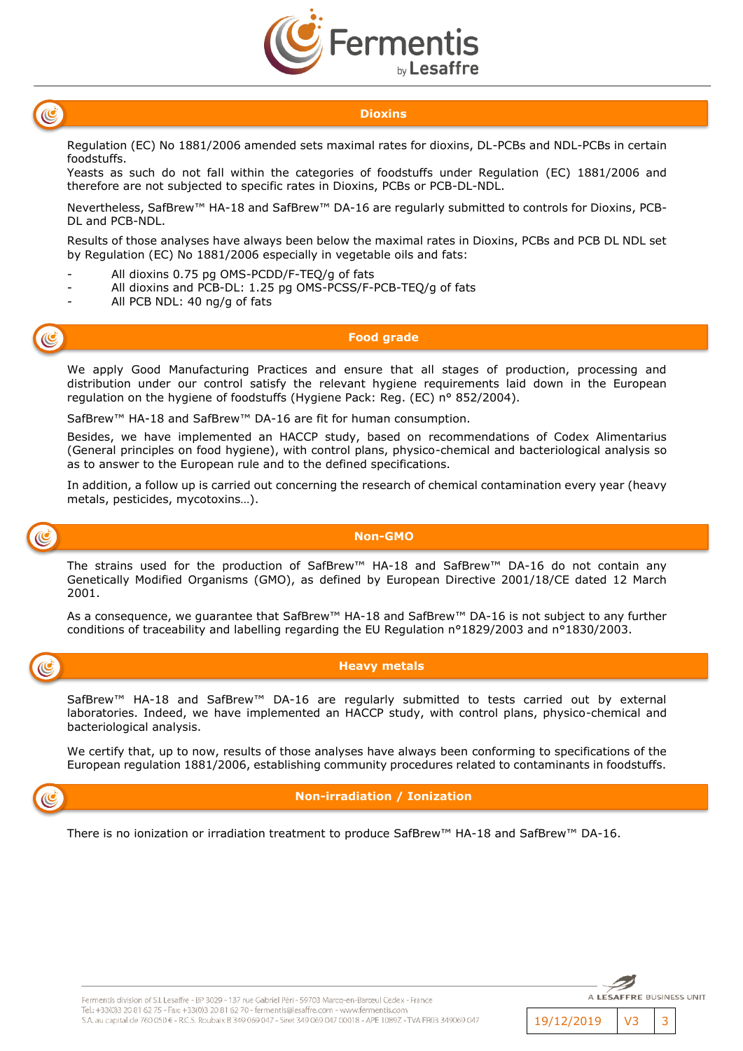## Dioxins

Regulation (EC) No 1881/2006 amended sets maximal rates for dioxins, DL-PCBs and NDL-PCBs in certain foodstuffs.
Yeasts as such do not fall within the categories of foodstuffs under Regulation (EC) 1881/2006 and therefore are not subjected to specific rates in Dioxins, PCBs or PCB-DL-NDL.

Nevertheless, SafBrew™ HA-18 and SafBrew™ DA-16 are regularly submitted to controls for Dioxins, PCB-DL and PCB-NDL.

Results of those analyses have always been below the maximal rates in Dioxins, PCBs and PCB DL NDL set by Regulation (EC) No 1881/2006 especially in vegetable oils and fats:

- All dioxins 0.75 pg OMS-PCDD/F-TEQ/g of fats
- All dioxins and PCB-DL: 1.25 pg OMS-PCSS/F-PCB-TEQ/g of fats
- All PCB NDL: 40 ng/g of fats

## Food grade

We apply Good Manufacturing Practices and ensure that all stages of production, processing and distribution under our control satisfy the relevant hygiene requirements laid down in the European regulation on the hygiene of foodstuffs (Hygiene Pack: Reg. (EC) n° 852/2004).

SafBrew™ HA-18 and SafBrew™ DA-16 are fit for human consumption.

Besides, we have implemented an HACCP study, based on recommendations of Codex Alimentarius (General principles on food hygiene), with control plans, physico-chemical and bacteriological analysis so as to answer to the European rule and to the defined specifications.

In addition, a follow up is carried out concerning the research of chemical contamination every year (heavy metals, pesticides, mycotoxins…).

## Non-GMO

The strains used for the production of SafBrew™ HA-18 and SafBrew™ DA-16 do not contain any Genetically Modified Organisms (GMO), as defined by European Directive 2001/18/CE dated 12 March 2001.

As a consequence, we guarantee that SafBrew™ HA-18 and SafBrew™ DA-16 is not subject to any further conditions of traceability and labelling regarding the EU Regulation n°1829/2003 and n°1830/2003.

## Heavy metals

SafBrew™ HA-18 and SafBrew™ DA-16 are regularly submitted to tests carried out by external laboratories. Indeed, we have implemented an HACCP study, with control plans, physico-chemical and bacteriological analysis.

We certify that, up to now, results of those analyses have always been conforming to specifications of the European regulation 1881/2006, establishing community procedures related to contaminants in foodstuffs.

## Non-irradiation / Ionization

There is no ionization or irradiation treatment to produce SafBrew™ HA-18 and SafBrew™ DA-16.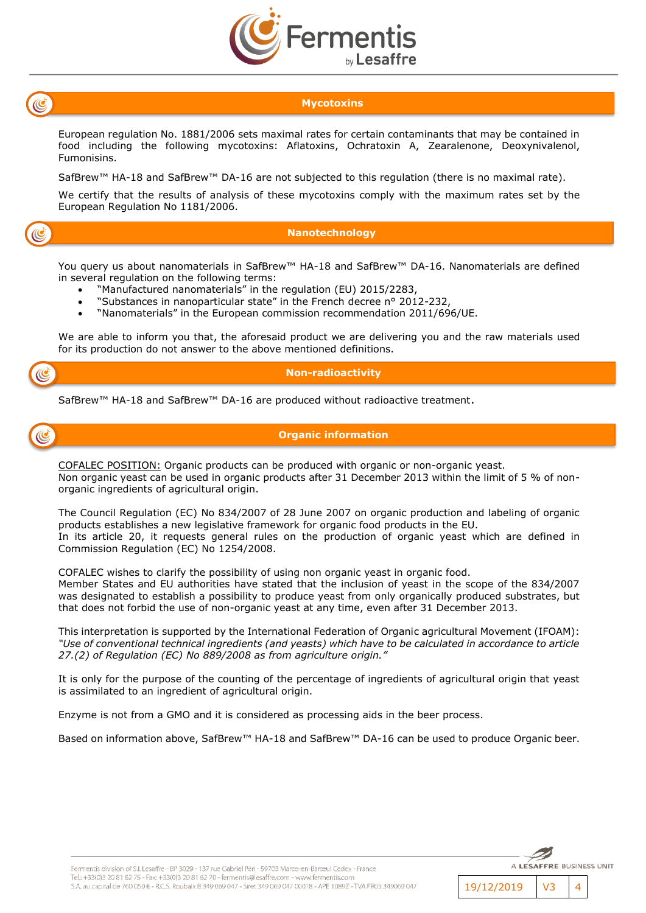## Mycotoxins

European regulation No. 1881/2006 sets maximal rates for certain contaminants that may be contained in food including the following mycotoxins: Aflatoxins, Ochratoxin A, Zearalenone, Deoxynivalenol, Fumonisins.

SafBrew™ HA-18 and SafBrew™ DA-16 are not subjected to this regulation (there is no maximal rate).

We certify that the results of analysis of these mycotoxins comply with the maximum rates set by the European Regulation No 1181/2006.

## Nanotechnology

You query us about nanomaterials in SafBrew™ HA-18 and SafBrew™ DA-16. Nanomaterials are defined in several regulation on the following terms:

- "Manufactured nanomaterials" in the regulation (EU) 2015/2283,
- "Substances in nanoparticular state" in the French decree n° 2012-232,
- "Nanomaterials" in the European commission recommendation 2011/696/UE.

We are able to inform you that, the aforesaid product we are delivering you and the raw materials used for its production do not answer to the above mentioned definitions.

## Non-radioactivity

SafBrew™ HA-18 and SafBrew™ DA-16 are produced without radioactive treatment.

## Organic information

COFALEC POSITION: Organic products can be produced with organic or non-organic yeast.
Non organic yeast can be used in organic products after 31 December 2013 within the limit of 5 % of non-organic ingredients of agricultural origin.

The Council Regulation (EC) No 834/2007 of 28 June 2007 on organic production and labeling of organic products establishes a new legislative framework for organic food products in the EU.
In its article 20, it requests general rules on the production of organic yeast which are defined in Commission Regulation (EC) No 1254/2008.

COFALEC wishes to clarify the possibility of using non organic yeast in organic food.
Member States and EU authorities have stated that the inclusion of yeast in the scope of the 834/2007 was designated to establish a possibility to produce yeast from only organically produced substrates, but that does not forbid the use of non-organic yeast at any time, even after 31 December 2013.

This interpretation is supported by the International Federation of Organic agricultural Movement (IFOAM): *"Use of conventional technical ingredients (and yeasts) which have to be calculated in accordance to article 27.(2) of Regulation (EC) No 889/2008 as from agriculture origin."*

It is only for the purpose of the counting of the percentage of ingredients of agricultural origin that yeast is assimilated to an ingredient of agricultural origin.

Enzyme is not from a GMO and it is considered as processing aids in the beer process.

Based on information above, SafBrew™ HA-18 and SafBrew™ DA-16 can be used to produce Organic beer.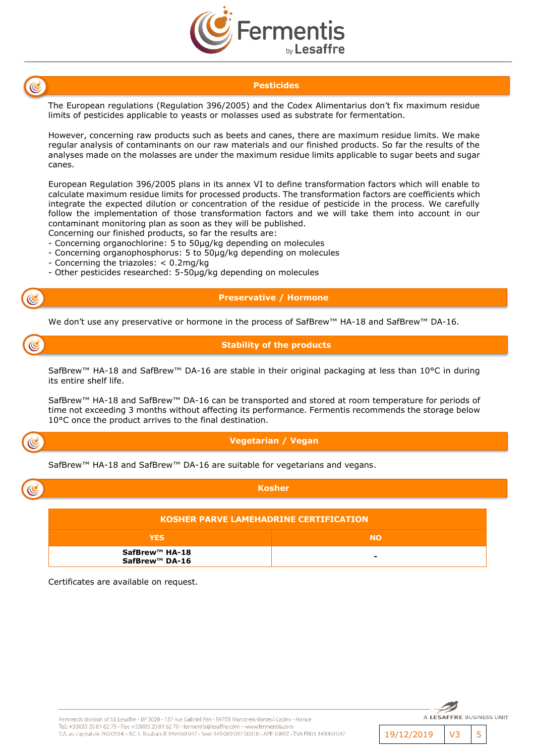## Pesticides

The European regulations (Regulation 396/2005) and the Codex Alimentarius don't fix maximum residue limits of pesticides applicable to yeasts or molasses used as substrate for fermentation.

However, concerning raw products such as beets and canes, there are maximum residue limits. We make regular analysis of contaminants on our raw materials and our finished products. So far the results of the analyses made on the molasses are under the maximum residue limits applicable to sugar beets and sugar canes.

European Regulation 396/2005 plans in its annex VI to define transformation factors which will enable to calculate maximum residue limits for processed products. The transformation factors are coefficients which integrate the expected dilution or concentration of the residue of pesticide in the process. We carefully follow the implementation of those transformation factors and we will take them into account in our contaminant monitoring plan as soon as they will be published.
Concerning our finished products, so far the results are:

- Concerning organochlorine: 5 to 50µg/kg depending on molecules
- Concerning organophosphorus: 5 to 50µg/kg depending on molecules
- Concerning the triazoles: < 0.2mg/kg
- Other pesticides researched: 5-50µg/kg depending on molecules

## Preservative / Hormone

We don't use any preservative or hormone in the process of SafBrew™ HA-18 and SafBrew™ DA-16.

## Stability of the products

SafBrew™ HA-18 and SafBrew™ DA-16 are stable in their original packaging at less than 10°C in during its entire shelf life.

SafBrew™ HA-18 and SafBrew™ DA-16 can be transported and stored at room temperature for periods of time not exceeding 3 months without affecting its performance. Fermentis recommends the storage below 10°C once the product arrives to the final destination.

## Vegetarian / Vegan

SafBrew™ HA-18 and SafBrew™ DA-16 are suitable for vegetarians and vegans.

## Kosher

| KOSHER PARVE LAMEHADRINE CERTIFICATION | |
|---|---|
| **YES** | **NO** |
| **SafBrew™ HA-18**<br>**SafBrew™ DA-16** | - |

Certificates are available on request.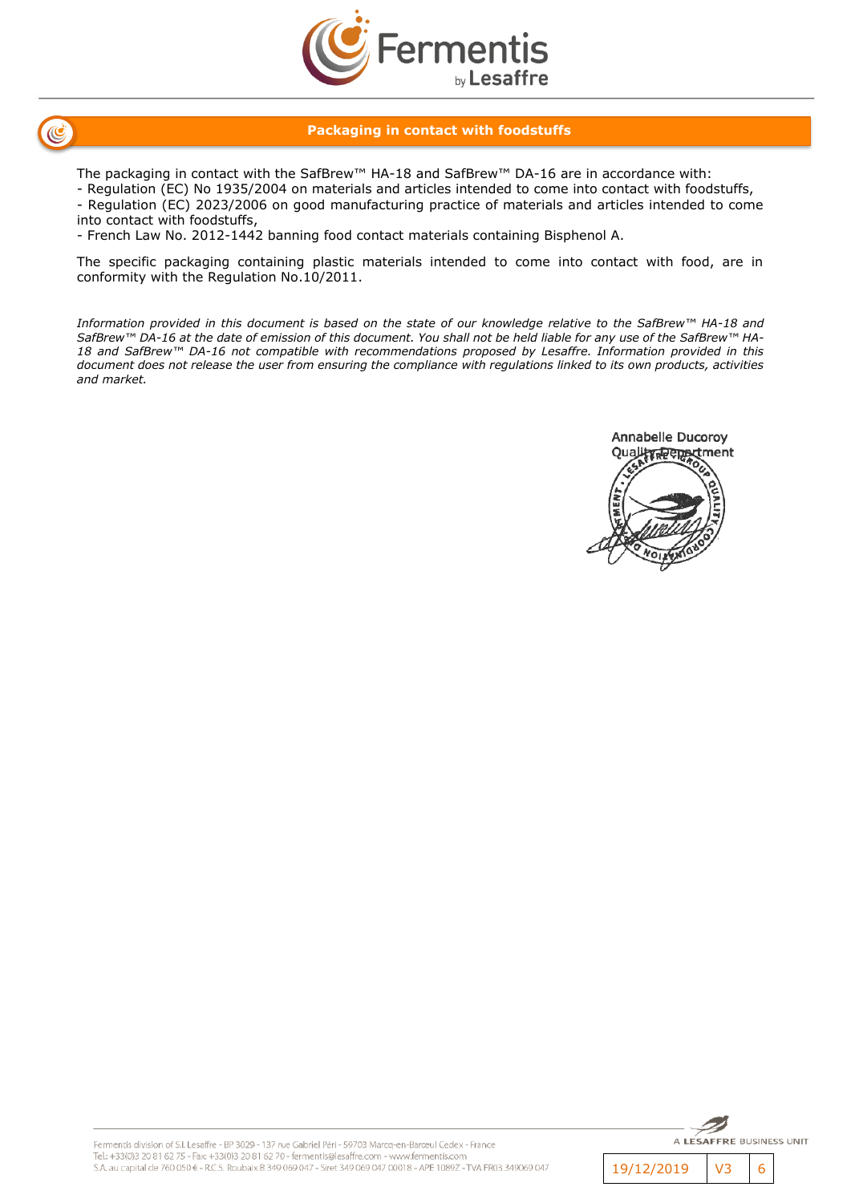## Packaging in contact with foodstuffs

The packaging in contact with the SafBrew™ HA-18 and SafBrew™ DA-16 are in accordance with:
- Regulation (EC) No 1935/2004 on materials and articles intended to come into contact with foodstuffs,
- Regulation (EC) 2023/2006 on good manufacturing practice of materials and articles intended to come into contact with foodstuffs,
- French Law No. 2012-1442 banning food contact materials containing Bisphenol A.

The specific packaging containing plastic materials intended to come into contact with food, are in conformity with the Regulation No.10/2011.

*Information provided in this document is based on the state of our knowledge relative to the SafBrew™ HA-18 and SafBrew™ DA-16 at the date of emission of this document. You shall not be held liable for any use of the SafBrew™ HA-18 and SafBrew™ DA-16 not compatible with recommendations proposed by Lesaffre. Information provided in this document does not release the user from ensuring the compliance with regulations linked to its own products, activities and market.*

Annabelle Ducoroy
Quality Department